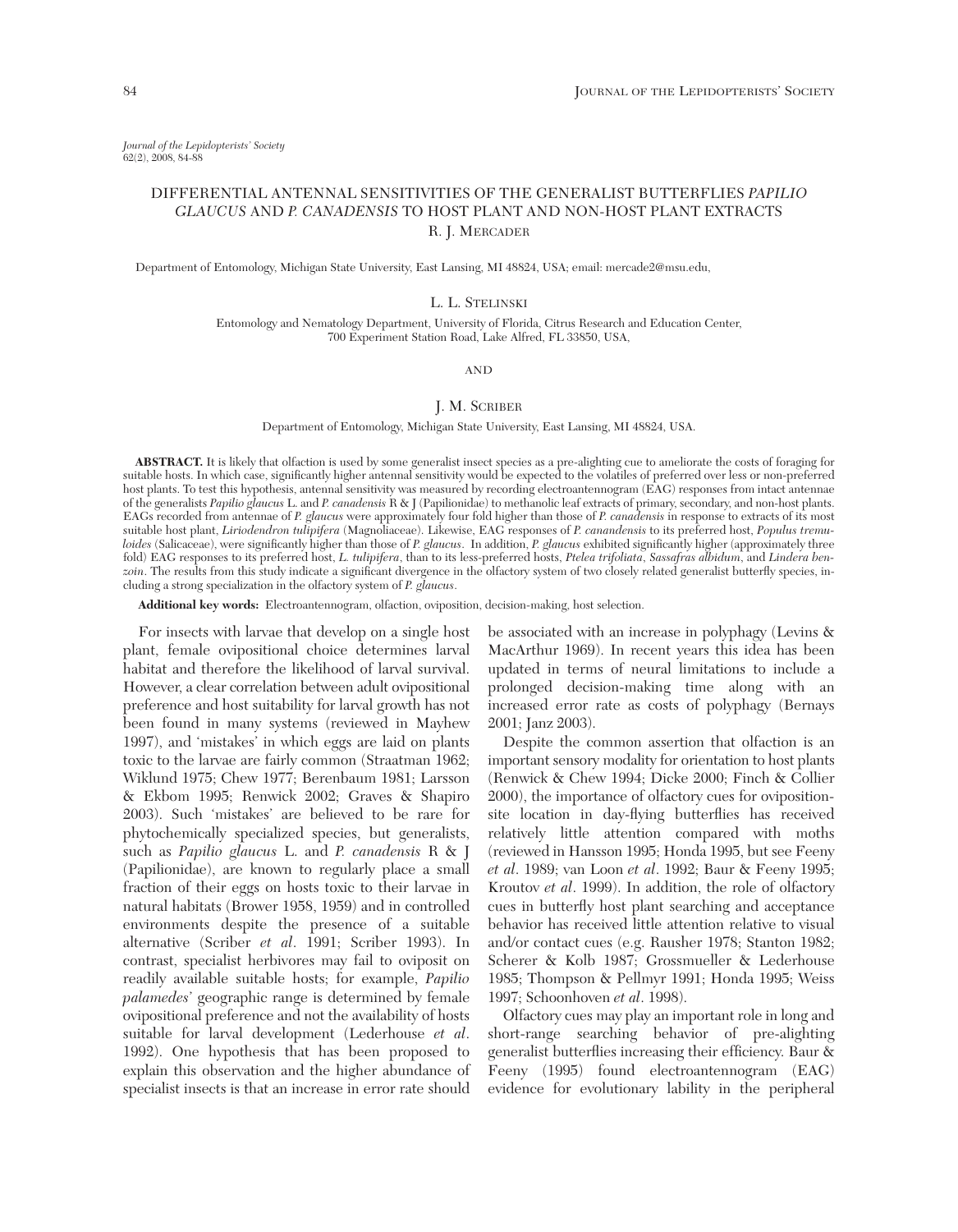# DIFFERENTIAL ANTENNAL SENSITIVITIES OF THE GENERALIST BUTTERFLIES *PAPILIO GLAUCUS* AND *P. CANADENSIS* TO HOST PLANT AND NON-HOST PLANT EXTRACTS

R. J. MERCADER

Department of Entomology, Michigan State University, East Lansing, MI 48824, USA; email: mercade2@msu.edu,

L. L. STELINSKI

Entomology and Nematology Department, University of Florida, Citrus Research and Education Center, 700 Experiment Station Road, Lake Alfred, FL 33850, USA,

AND

J. M. SCRIBER

Department of Entomology, Michigan State University, East Lansing, MI 48824, USA.

**ABSTRACT.** It is likely that olfaction is used by some generalist insect species as a pre-alighting cue to ameliorate the costs of foraging for suitable hosts. In which case, significantly higher antennal sensitivity would be expected to the volatiles of preferred over less or non-preferred host plants. To test this hypothesis, antennal sensitivity was measured by recording electroantennogram (EAG) responses from intact antennae of the generalists *Papilio glaucus* L. and *P. canadensis* R & J (Papilionidae) to methanolic leaf extracts of primary, secondary, and non-host plants. EAGs recorded from antennae of *P. glaucus* were approximately four fold higher than those of *P. canadensis* in response to extracts of its most suitable host plant, *Liriodendron tulipifera* (Magnoliaceae). Likewise, EAG responses of *P. canandensis* to its preferred host, *Populus tremuloides* (Salicaceae), were significantly higher than those of *P. glaucus*. In addition, *P. glaucus* exhibited significantly higher (approximately three fold) EAG responses to its preferred host, *L. tulipifera*, than to its less-preferred hosts, *Ptelea trifoliata*, *Sassafras albidum*, and *Lindera benzoin*. The results from this study indicate a significant divergence in the olfactory system of two closely related generalist butterfly species, including a strong specialization in the olfactory system of *P. glaucus*.

**Additional key words:** Electroantennogram, olfaction, oviposition, decision-making, host selection.

For insects with larvae that develop on a single host plant, female ovipositional choice determines larval habitat and therefore the likelihood of larval survival. However, a clear correlation between adult ovipositional preference and host suitability for larval growth has not been found in many systems (reviewed in Mayhew 1997), and 'mistakes' in which eggs are laid on plants toxic to the larvae are fairly common (Straatman 1962; Wiklund 1975; Chew 1977; Berenbaum 1981; Larsson & Ekbom 1995; Renwick 2002; Graves & Shapiro 2003). Such 'mistakes' are believed to be rare for phytochemically specialized species, but generalists, such as *Papilio glaucus* L. and *P. canadensis* R & J (Papilionidae), are known to regularly place a small fraction of their eggs on hosts toxic to their larvae in natural habitats (Brower 1958, 1959) and in controlled environments despite the presence of a suitable alternative (Scriber *et al*. 1991; Scriber 1993). In contrast, specialist herbivores may fail to oviposit on readily available suitable hosts; for example, *Papilio palamedes'* geographic range is determined by female ovipositional preference and not the availability of hosts suitable for larval development (Lederhouse *et al*. 1992). One hypothesis that has been proposed to explain this observation and the higher abundance of specialist insects is that an increase in error rate should be associated with an increase in polyphagy (Levins & MacArthur 1969). In recent years this idea has been updated in terms of neural limitations to include a prolonged decision-making time along with an increased error rate as costs of polyphagy (Bernays 2001; Janz 2003).

Despite the common assertion that olfaction is an important sensory modality for orientation to host plants (Renwick & Chew 1994; Dicke 2000; Finch & Collier 2000), the importance of olfactory cues for oviposition-site location in day-flying butterflies has received relatively little attention compared with moths (reviewed in Hansson 1995; Honda 1995, but see Feeny *et al*. 1989; van Loon *et al*. 1992; Baur & Feeny 1995; Kroutov *et al*. 1999). In addition, the role of olfactory cues in butterfly host plant searching and acceptance behavior has received little attention relative to visual and/or contact cues (e.g. Rausher 1978; Stanton 1982; Scherer & Kolb 1987; Grossmueller & Lederhouse 1985; Thompson & Pellmyr 1991; Honda 1995; Weiss 1997; Schoonhoven *et al*. 1998).

Olfactory cues may play an important role in long and short-range searching behavior of pre-alighting generalist butterflies increasing their efficiency. Baur & Feeny (1995) found electroantennogram (EAG) evidence for evolutionary lability in the peripheral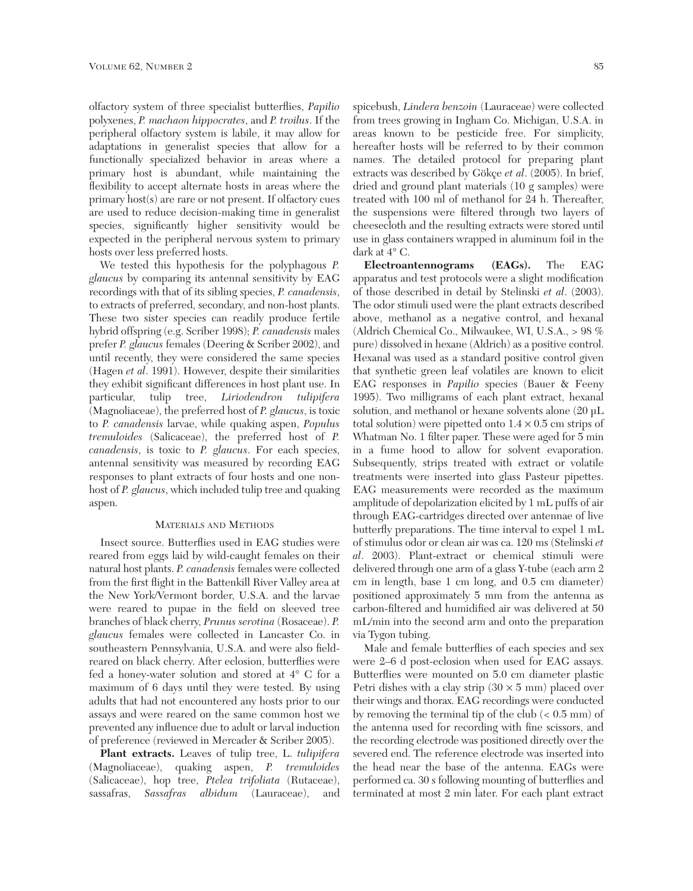olfactory system of three specialist butterflies, *Papilio* polyxenes, *P. machaon hippocrates*, and *P. troilus*. If the peripheral olfactory system is labile, it may allow for adaptations in generalist species that allow for a functionally specialized behavior in areas where a primary host is abundant, while maintaining the flexibility to accept alternate hosts in areas where the primary host(s) are rare or not present. If olfactory cues are used to reduce decision-making time in generalist species, significantly higher sensitivity would be expected in the peripheral nervous system to primary hosts over less preferred hosts.

We tested this hypothesis for the polyphagous *P. glaucus* by comparing its antennal sensitivity by EAG recordings with that of its sibling species, *P. canadensis*, to extracts of preferred, secondary, and non-host plants. These two sister species can readily produce fertile hybrid offspring (e.g. Scriber 1998); *P. canadensis* males prefer *P. glaucus* females (Deering & Scriber 2002), and until recently, they were considered the same species (Hagen *et al*. 1991). However, despite their similarities they exhibit significant differences in host plant use. In particular, tulip tree, *Liriodendron tulipifera* (Magnoliaceae), the preferred host of *P. glaucus*, is toxic to *P. canadensis* larvae, while quaking aspen, *Populus tremuloides* (Salicaceae), the preferred host of *P. canadensis*, is toxic to *P. glaucus*. For each species, antennal sensitivity was measured by recording EAG responses to plant extracts of four hosts and one non-host of *P. glaucus*, which included tulip tree and quaking aspen.

## Materials and Methods

Insect source. Butterflies used in EAG studies were reared from eggs laid by wild-caught females on their natural host plants. *P. canadensis* females were collected from the first flight in the Battenkill River Valley area at the New York/Vermont border, U.S.A. and the larvae were reared to pupae in the field on sleeved tree branches of black cherry, *Prunus serotina* (Rosaceae). *P. glaucus* females were collected in Lancaster Co. in southeastern Pennsylvania, U.S.A. and were also field-reared on black cherry. After eclosion, butterflies were fed a honey-water solution and stored at 4° C for a maximum of 6 days until they were tested. By using adults that had not encountered any hosts prior to our assays and were reared on the same common host we prevented any influence due to adult or larval induction of preference (reviewed in Mercader & Scriber 2005).

**Plant extracts.** Leaves of tulip tree, L. *tulipifera* (Magnoliaceae), quaking aspen, *P. tremuloides* (Salicaceae), hop tree, *Ptelea trifoliata* (Rutaceae), sassafras, *Sassafras albidum* (Lauraceae), and spicebush, *Lindera benzoin* (Lauraceae) were collected from trees growing in Ingham Co. Michigan, U.S.A. in areas known to be pesticide free. For simplicity, hereafter hosts will be referred to by their common names. The detailed protocol for preparing plant extracts was described by Gökçe *et al*. (2005). In brief, dried and ground plant materials (10 g samples) were treated with 100 ml of methanol for 24 h. Thereafter, the suspensions were filtered through two layers of cheesecloth and the resulting extracts were stored until use in glass containers wrapped in aluminum foil in the dark at 4° C.

**Electroantennograms (EAGs).** The EAG apparatus and test protocols were a slight modification of those described in detail by Stelinski *et al*. (2003). The odor stimuli used were the plant extracts described above, methanol as a negative control, and hexanal (Aldrich Chemical Co., Milwaukee, WI, U.S.A., > 98 % pure) dissolved in hexane (Aldrich) as a positive control. Hexanal was used as a standard positive control given that synthetic green leaf volatiles are known to elicit EAG responses in *Papilio* species (Bauer & Feeny 1995). Two milligrams of each plant extract, hexanal solution, and methanol or hexane solvents alone (20 µL total solution) were pipetted onto $1.4 \times 0.5$ cm strips of Whatman No. 1 filter paper. These were aged for 5 min in a fume hood to allow for solvent evaporation. Subsequently, strips treated with extract or volatile treatments were inserted into glass Pasteur pipettes. EAG measurements were recorded as the maximum amplitude of depolarization elicited by 1 mL puffs of air through EAG-cartridges directed over antennae of live butterfly preparations. The time interval to expel 1 mL of stimulus odor or clean air was ca. 120 ms (Stelinski *et al*. 2003). Plant-extract or chemical stimuli were delivered through one arm of a glass Y-tube (each arm 2 cm in length, base 1 cm long, and 0.5 cm diameter) positioned approximately 5 mm from the antenna as carbon-filtered and humidified air was delivered at 50 mL/min into the second arm and onto the preparation via Tygon tubing.

Male and female butterflies of each species and sex were 2–6 d post-eclosion when used for EAG assays. Butterflies were mounted on 5.0 cm diameter plastic Petri dishes with a clay strip ($30 \times 5$ mm) placed over their wings and thorax. EAG recordings were conducted by removing the terminal tip of the club (< 0.5 mm) of the antenna used for recording with fine scissors, and the recording electrode was positioned directly over the severed end. The reference electrode was inserted into the head near the base of the antenna. EAGs were performed ca. 30 s following mounting of butterflies and terminated at most 2 min later. For each plant extract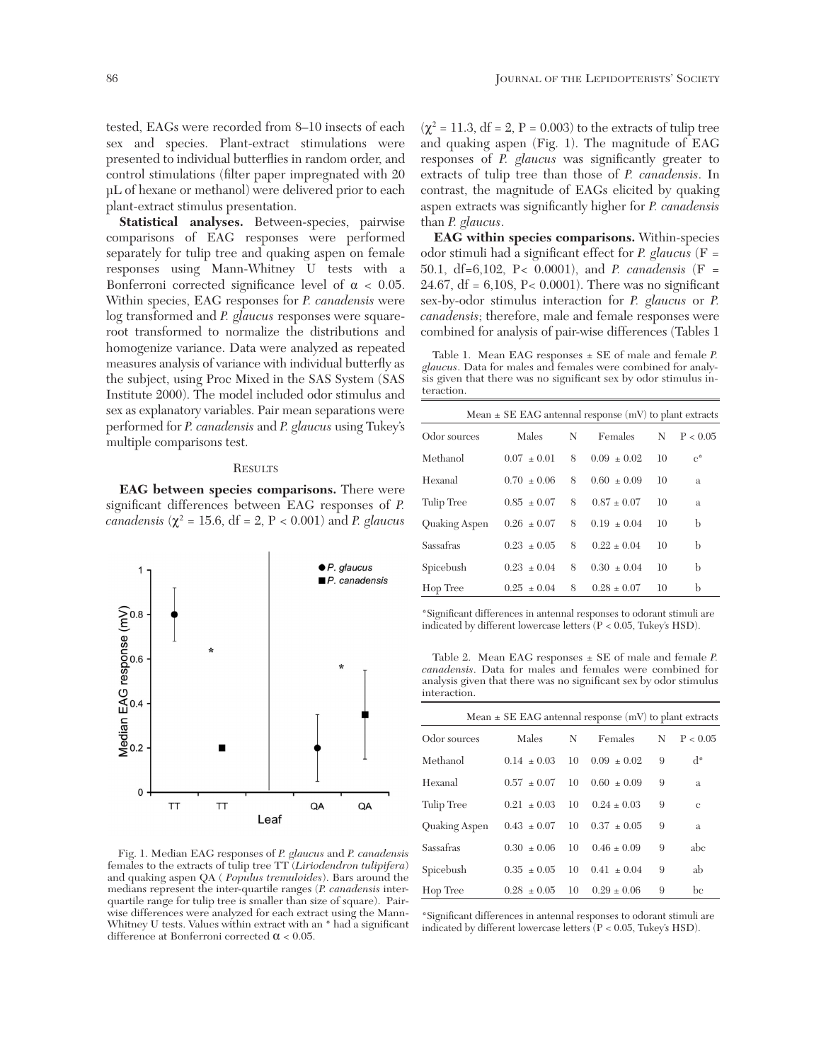tested, EAGs were recorded from 8–10 insects of each sex and species. Plant-extract stimulations were presented to individual butterflies in random order, and control stimulations (filter paper impregnated with 20 µL of hexane or methanol) were delivered prior to each plant-extract stimulus presentation.

**Statistical analyses.** Between-species, pairwise comparisons of EAG responses were performed separately for tulip tree and quaking aspen on female responses using Mann-Whitney U tests with a Bonferroni corrected significance level of $\alpha < 0.05$. Within species, EAG responses for *P. canadensis* were log transformed and *P. glaucus* responses were square-root transformed to normalize the distributions and homogenize variance. Data were analyzed as repeated measures analysis of variance with individual butterfly as the subject, using Proc Mixed in the SAS System (SAS Institute 2000). The model included odor stimulus and sex as explanatory variables. Pair mean separations were performed for *P. canadensis* and *P. glaucus* using Tukey's multiple comparisons test.

## Results

**EAG between species comparisons.** There were significant differences between EAG responses of *P. canadensis* ($\chi^2 = 15.6$, df = 2, $P < 0.001$) and *P. glaucus* ($\chi^2 = 11.3$, df = 2, $P = 0.003$) to the extracts of tulip tree and quaking aspen (Fig. 1). The magnitude of EAG responses of *P. glaucus* was significantly greater to extracts of tulip tree than those of *P. canadensis*. In contrast, the magnitude of EAGs elicited by quaking aspen extracts was significantly higher for *P. canadensis* than *P. glaucus*.

Fig. 1. Median EAG responses of *P. glaucus* and *P. canadensis* females to the extracts of tulip tree TT (*Liriodendron tulipifera*) and quaking aspen QA ( *Populus tremuloides*). Bars around the medians represent the inter-quartile ranges (*P. canadensis* inter-quartile range for tulip tree is smaller than size of square). Pair-wise differences were analyzed for each extract using the Mann-Whitney U tests. Values within extract with an * had a significant difference at Bonferroni corrected $\alpha < 0.05$.

**EAG within species comparisons.** Within-species odor stimuli had a significant effect for *P. glaucus* ($F = 50.1$, df=6,102, $P < 0.0001$), and *P. canadensis* ($F = 24.67$, df = 6,108, $P < 0.0001$). There was no significant sex-by-odor stimulus interaction for *P. glaucus* or *P. canadensis*; therefore, male and female responses were combined for analysis of pair-wise differences (Tables 1

Table 1. Mean EAG responses ± SE of male and female *P. glaucus*. Data for males and females were combined for analysis given that there was no significant sex by odor stimulus interaction.

| Mean ± SE EAG antennal response (mV) to plant extracts | | | | | |
|---|---|---|---|---|---|
| Odor sources | Males | N | Females | N | P < 0.05 |
| Methanol | 0.07 ± 0.01 | 8 | 0.09 ± 0.02 | 10 | c* |
| Hexanal | 0.70 ± 0.06 | 8 | 0.60 ± 0.09 | 10 | a |
| Tulip Tree | 0.85 ± 0.07 | 8 | 0.87 ± 0.07 | 10 | a |
| Quaking Aspen | 0.26 ± 0.07 | 8 | 0.19 ± 0.04 | 10 | b |
| Sassafras | 0.23 ± 0.05 | 8 | 0.22 ± 0.04 | 10 | b |
| Spicebush | 0.23 ± 0.04 | 8 | 0.30 ± 0.04 | 10 | b |
| Hop Tree | 0.25 ± 0.04 | 8 | 0.28 ± 0.07 | 10 | b |

*Significant differences in antennal responses to odorant stimuli are indicated by different lowercase letters (P < 0.05, Tukey's HSD).

Table 2. Mean EAG responses ± SE of male and female *P. canadensis*. Data for males and females were combined for analysis given that there was no significant sex by odor stimulus interaction.

| Mean ± SE EAG antennal response (mV) to plant extracts | | | | | |
|---|---|---|---|---|---|
| Odor sources | Males | N | Females | N | P < 0.05 |
| Methanol | 0.14 ± 0.03 | 10 | 0.09 ± 0.02 | 9 | d* |
| Hexanal | 0.57 ± 0.07 | 10 | 0.60 ± 0.09 | 9 | a |
| Tulip Tree | 0.21 ± 0.03 | 10 | 0.24 ± 0.03 | 9 | c |
| Quaking Aspen | 0.43 ± 0.07 | 10 | 0.37 ± 0.05 | 9 | a |
| Sassafras | 0.30 ± 0.06 | 10 | 0.46 ± 0.09 | 9 | abc |
| Spicebush | 0.35 ± 0.05 | 10 | 0.41 ± 0.04 | 9 | ab |
| Hop Tree | 0.28 ± 0.05 | 10 | 0.29 ± 0.06 | 9 | bc |

*Significant differences in antennal responses to odorant stimuli are indicated by different lowercase letters (P < 0.05, Tukey's HSD).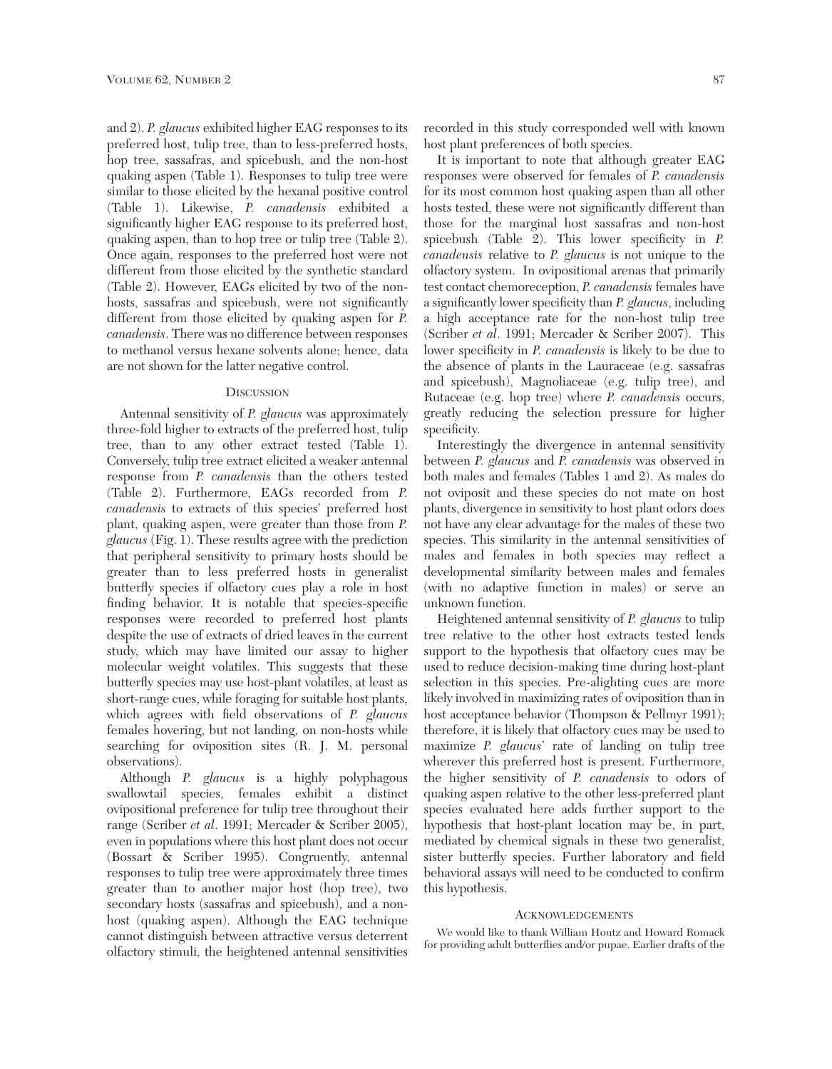and 2). *P. glaucus* exhibited higher EAG responses to its preferred host, tulip tree, than to less-preferred hosts, hop tree, sassafras, and spicebush, and the non-host quaking aspen (Table 1). Responses to tulip tree were similar to those elicited by the hexanal positive control (Table 1). Likewise, *P. canadensis* exhibited a significantly higher EAG response to its preferred host, quaking aspen, than to hop tree or tulip tree (Table 2). Once again, responses to the preferred host were not different from those elicited by the synthetic standard (Table 2). However, EAGs elicited by two of the non-hosts, sassafras and spicebush, were not significantly different from those elicited by quaking aspen for *P. canadensis*. There was no difference between responses to methanol versus hexane solvents alone; hence, data are not shown for the latter negative control.

## Discussion

Antennal sensitivity of *P. glaucus* was approximately three-fold higher to extracts of the preferred host, tulip tree, than to any other extract tested (Table 1). Conversely, tulip tree extract elicited a weaker antennal response from *P. canadensis* than the others tested (Table 2). Furthermore, EAGs recorded from *P. canadensis* to extracts of this species' preferred host plant, quaking aspen, were greater than those from *P. glaucus* (Fig. 1). These results agree with the prediction that peripheral sensitivity to primary hosts should be greater than to less preferred hosts in generalist butterfly species if olfactory cues play a role in host finding behavior. It is notable that species-specific responses were recorded to preferred host plants despite the use of extracts of dried leaves in the current study, which may have limited our assay to higher molecular weight volatiles. This suggests that these butterfly species may use host-plant volatiles, at least as short-range cues, while foraging for suitable host plants, which agrees with field observations of *P. glaucus* females hovering, but not landing, on non-hosts while searching for oviposition sites (R. J. M. personal observations).

Although *P. glaucus* is a highly polyphagous swallowtail species, females exhibit a distinct ovipositional preference for tulip tree throughout their range (Scriber *et al*. 1991; Mercader & Scriber 2005), even in populations where this host plant does not occur (Bossart & Scriber 1995). Congruently, antennal responses to tulip tree were approximately three times greater than to another major host (hop tree), two secondary hosts (sassafras and spicebush), and a non-host (quaking aspen). Although the EAG technique cannot distinguish between attractive versus deterrent olfactory stimuli, the heightened antennal sensitivities recorded in this study corresponded well with known host plant preferences of both species.

It is important to note that although greater EAG responses were observed for females of *P. canadensis* for its most common host quaking aspen than all other hosts tested, these were not significantly different than those for the marginal host sassafras and non-host spicebush (Table 2). This lower specificity in *P. canadensis* relative to *P. glaucus* is not unique to the olfactory system. In ovipositional arenas that primarily test contact chemoreception, *P. canadensis* females have a significantly lower specificity than *P. glaucus*, including a high acceptance rate for the non-host tulip tree (Scriber *et al*. 1991; Mercader & Scriber 2007). This lower specificity in *P. canadensis* is likely to be due to the absence of plants in the Lauraceae (e.g. sassafras and spicebush), Magnoliaceae (e.g. tulip tree), and Rutaceae (e.g. hop tree) where *P. canadensis* occurs, greatly reducing the selection pressure for higher specificity.

Interestingly the divergence in antennal sensitivity between *P. glaucus* and *P. canadensis* was observed in both males and females (Tables 1 and 2). As males do not oviposit and these species do not mate on host plants, divergence in sensitivity to host plant odors does not have any clear advantage for the males of these two species. This similarity in the antennal sensitivities of males and females in both species may reflect a developmental similarity between males and females (with no adaptive function in males) or serve an unknown function.

Heightened antennal sensitivity of *P. glaucus* to tulip tree relative to the other host extracts tested lends support to the hypothesis that olfactory cues may be used to reduce decision-making time during host-plant selection in this species. Pre-alighting cues are more likely involved in maximizing rates of oviposition than in host acceptance behavior (Thompson & Pellmyr 1991); therefore, it is likely that olfactory cues may be used to maximize *P. glaucus'* rate of landing on tulip tree wherever this preferred host is present. Furthermore, the higher sensitivity of *P. canadensis* to odors of quaking aspen relative to the other less-preferred plant species evaluated here adds further support to the hypothesis that host-plant location may be, in part, mediated by chemical signals in these two generalist, sister butterfly species. Further laboratory and field behavioral assays will need to be conducted to confirm this hypothesis.

## Acknowledgements

We would like to thank William Houtz and Howard Romack for providing adult butterflies and/or pupae. Earlier drafts of the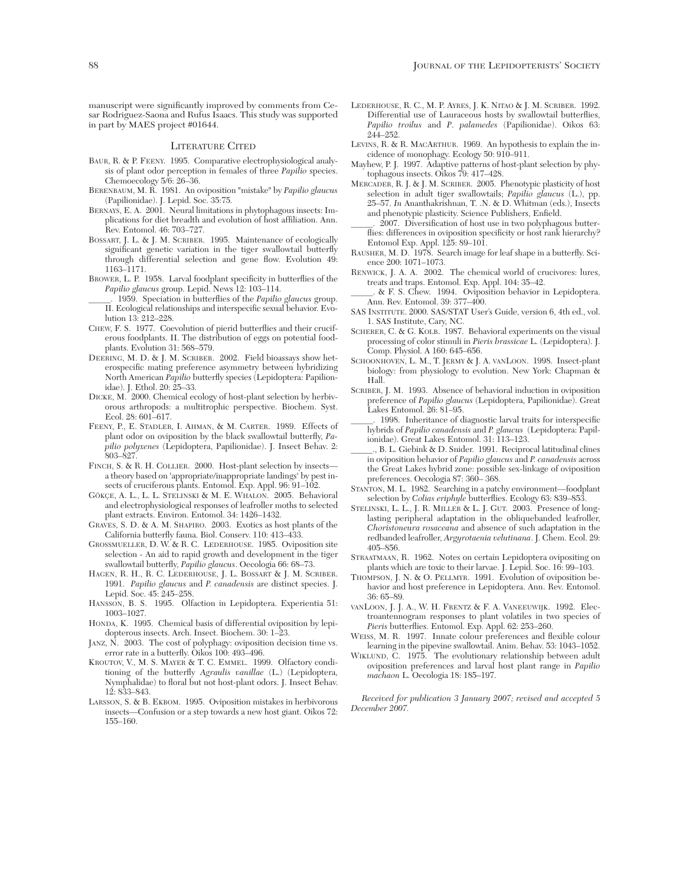manuscript were significantly improved by comments from Cesar Rodriguez-Saona and Rufus Isaacs. This study was supported in part by MAES project #01644.

## Literature Cited

Baur, R. & P. Feeny. 1995. Comparative electrophysiological analysis of plant odor perception in females of three *Papilio* species. Chemoecology 5/6: 26–36.

Berenbaum, M. R. 1981. An oviposition "mistake" by *Papilio glaucus* (Papilionidae). J. Lepid. Soc. 35:75.

Bernays, E. A. 2001. Neural limitations in phytophagous insects: Implications for diet breadth and evolution of host affiliation. Ann. Rev. Entomol. 46: 703–727.

Bossart, J. L. & J. M. Scriber. 1995. Maintenance of ecologically significant genetic variation in the tiger swallowtail butterfly through differential selection and gene flow. Evolution 49: 1163–1171.

Brower, L. P. 1958. Larval foodplant specificity in butterflies of the *Papilio glaucus* group. Lepid. News 12: 103–114.

_____. 1959. Speciation in butterflies of the *Papilio glaucus* group. II. Ecological relationships and interspecific sexual behavior. Evolution 13: 212–228.

Chew, F. S. 1977. Coevolution of pierid butterflies and their cruciferous foodplants. II. The distribution of eggs on potential foodplants. Evolution 31: 568–579.

Deering, M. D. & J. M. Scriber. 2002. Field bioassays show heterospecific mating preference asymmetry between hybridizing North American *Papilio* butterfly species (Lepidoptera: Papilionidae). J. Ethol. 20: 25–33.

Dicke, M. 2000. Chemical ecology of host-plant selection by herbivorous arthropods: a multitrophic perspective. Biochem. Syst. Ecol. 28: 601–617.

Feeny, P., E. Stadler, I. Ahman, & M. Carter. 1989. Effects of plant odor on oviposition by the black swallowtail butterfly, *Papilio polyxenes* (Lepidoptera, Papilionidae). J. Insect Behav. 2: 803–827.

Finch, S. & R. H. Collier. 2000. Host-plant selection by insects—a theory based on 'appropriate/inappropriate landings' by pest insects of cruciferous plants. Entomol. Exp. Appl. 96: 91–102.

Gökçe, A. L., L. L. Stelinski & M. E. Whalon. 2005. Behavioral and electrophysiological responses of leafroller moths to selected plant extracts. Environ. Entomol. 34: 1426–1432.

Graves, S. D. & A. M. Shapiro. 2003. Exotics as host plants of the California butterfly fauna. Biol. Conserv. 110: 413–433.

Grossmueller, D. W. & R. C. Lederhouse. 1985. Oviposition site selection - An aid to rapid growth and development in the tiger swallowtail butterfly, *Papilio glaucus*. Oecologia 66: 68–73.

Hagen, R. H., R. C. Lederhouse, J. L. Bossart & J. M. Scriber. 1991. *Papilio glaucus* and *P. canadensis* are distinct species. J. Lepid. Soc. 45: 245–258.

Hansson, B. S. 1995. Olfaction in Lepidoptera. Experientia 51: 1003–1027.

Honda, K. 1995. Chemical basis of differential oviposition by lepidopterous insects. Arch. Insect. Biochem. 30: 1–23.

Janz, N. 2003. The cost of polyphagy: oviposition decision time vs. error rate in a butterfly. Oikos 100: 493–496.

Kroutov, V., M. S. Mayer & T. C. Emmel. 1999. Olfactory conditioning of the butterfly *Agraulis vanillae* (L.) (Lepidoptera, Nymphalidae) to floral but not host-plant odors. J. Insect Behav. 12: 833–843.

Larsson, S. & B. Ekbom. 1995. Oviposition mistakes in herbivorous insects—Confusion or a step towards a new host giant. Oikos 72: 155–160.

Lederhouse, R. C., M. P. Ayres, J. K. Nitao & J. M. Scriber. 1992. Differential use of Lauraceous hosts by swallowtail butterflies, *Papilio troilus* and *P. palamedes* (Papilionidae). Oikos 63: 244–252.

Levins, R. & R. MacArthur. 1969. An hypothesis to explain the incidence of monophagy. Ecology 50: 910–911.

Mayhew, P. J. 1997. Adaptive patterns of host-plant selection by phytophagous insects. Oikos 79: 417–428.

Mercader, R. J. & J. M. Scriber. 2005. Phenotypic plasticity of host selection in adult tiger swallowtails; *Papilio glaucus* (L.), pp. 25–57. *In* Ananthakrishnan, T. .N. & D. Whitman (eds.), Insects and phenotypic plasticity. Science Publishers, Enfield.

_____. 2007. Diversification of host use in two polyphagous butterflies: differences in oviposition specificity or host rank hierarchy? Entomol Exp. Appl. 125: 89–101.

Rausher, M. D. 1978. Search image for leaf shape in a butterfly. Science 200: 1071–1073.

Renwick, J. A. A. 2002. The chemical world of crucivores: lures, treats and traps. Entomol. Exp. Appl. 104: 35–42.

_____. & F. S. Chew. 1994. Oviposition behavior in Lepidoptera. Ann. Rev. Entomol. 39: 377–400.

SAS Institute. 2000. SAS/STAT User's Guide, version 6, 4th ed., vol. 1. SAS Institute, Cary, NC.

Scherer, C. & G. Kolb. 1987. Behavioral experiments on the visual processing of color stimuli in *Pieris brassicae* L. (Lepidoptera). J. Comp. Physiol. A 160: 645–656.

Schoonhoven, L. M., T. Jermy & J. A. vanLoon. 1998. Insect-plant biology: from physiology to evolution. New York: Chapman & Hall.

Scriber, J. M. 1993. Absence of behavioral induction in oviposition preference of *Papilio glaucus* (Lepidoptera, Papilionidae). Great Lakes Entomol. 26: 81–95.

_____. 1998. Inheritance of diagnostic larval traits for interspecific hybrids of *Papilio canadensis* and *P. glaucus* (Lepidoptera: Papilionidae). Great Lakes Entomol. 31: 113–123.

_____., B. L. Giebink & D. Snider. 1991. Reciprocal latitudinal clines in oviposition behavior of *Papilio glaucus* and *P. canadensis* across the Great Lakes hybrid zone: possible sex-linkage of oviposition preferences. Oecologia 87: 360– 368.

Stanton, M. L. 1982. Searching in a patchy environment—foodplant selection by *Colias eriphyle* butterflies. Ecology 63: 839–853.

Stelinski, L. L., J. R. Miller & L. J. Gut. 2003. Presence of long-lasting peripheral adaptation in the obliquebanded leafroller, *Choristoneura rosaceana* and absence of such adaptation in the redbanded leafroller, *Argyrotaenia velutinana*. J. Chem. Ecol. 29: 405–856.

Straatmaan, R. 1962. Notes on certain Lepidoptera ovipositing on plants which are toxic to their larvae. J. Lepid. Soc. 16: 99–103.

Thompson, J. N. & O. Pellmyr. 1991. Evolution of oviposition behavior and host preference in Lepidoptera. Ann. Rev. Entomol. 36: 65–89.

vanLoon, J. J. A., W. H. Frentz & F. A. Vaneeuwijk. 1992. Electroantennogram responses to plant volatiles in two species of *Pieris* butterflies. Entomol. Exp. Appl. 62: 253–260.

Weiss, M. R. 1997. Innate colour preferences and flexible colour learning in the pipevine swallowtail. Anim. Behav. 53: 1043–1052.

Wiklund, C. 1975. The evolutionary relationship between adult oviposition preferences and larval host plant range in *Papilio machaon* L. Oecologia 18: 185–197.

*Received for publication 3 January 2007; revised and accepted 5 December 2007.*